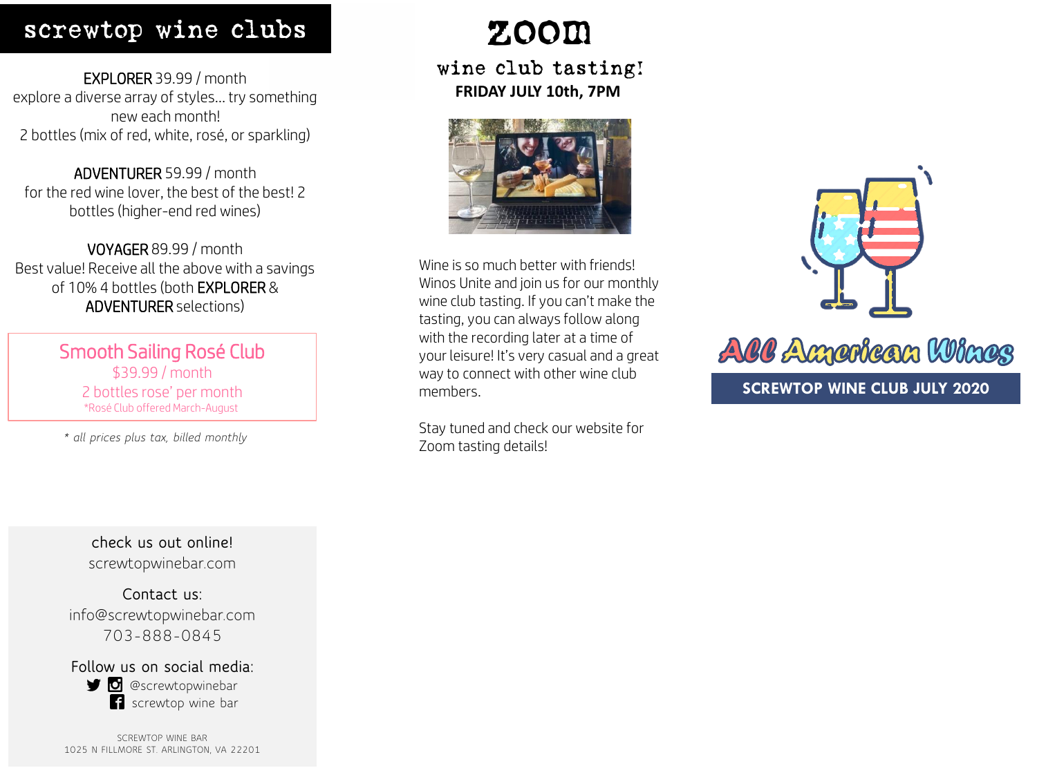# screwtop wine clubs

**EXPLORER** 39.99 / month
explore a diverse array of styles… try something new each month!
2 bottles (mix of red, white, rosé, or sparkling)

**ADVENTURER** 59.99 / month
for the red wine lover, the best of the best! 2 bottles (higher-end red wines)

**VOYAGER** 89.99 / month
Best value! Receive all the above with a savings of 10% 4 bottles (both **EXPLORER** & **ADVENTURER** selections)

## Smooth Sailing Rosé Club
$39.99 / month
2 bottles rose' per month
*Rosé Club offered March-August

*\* all prices plus tax, billed monthly*

check us out online!
screwtopwinebar.com

Contact us:
info@screwtopwinebar.com
703-888-0845

Follow us on social media:
@screwtopwinebar
screwtop wine bar

SCREWTOP WINE BAR
1025 N FILLMORE ST. ARLINGTON, VA 22201

# ZOOM
## wine club tasting!
**FRIDAY JULY 10th, 7PM**

Wine is so much better with friends! Winos Unite and join us for our monthly wine club tasting. If you can't make the tasting, you can always follow along with the recording later at a time of your leisure! It's very casual and a great way to connect with other wine club members.

Stay tuned and check our website for Zoom tasting details!

# All American Wines
**SCREWTOP WINE CLUB JULY 2020**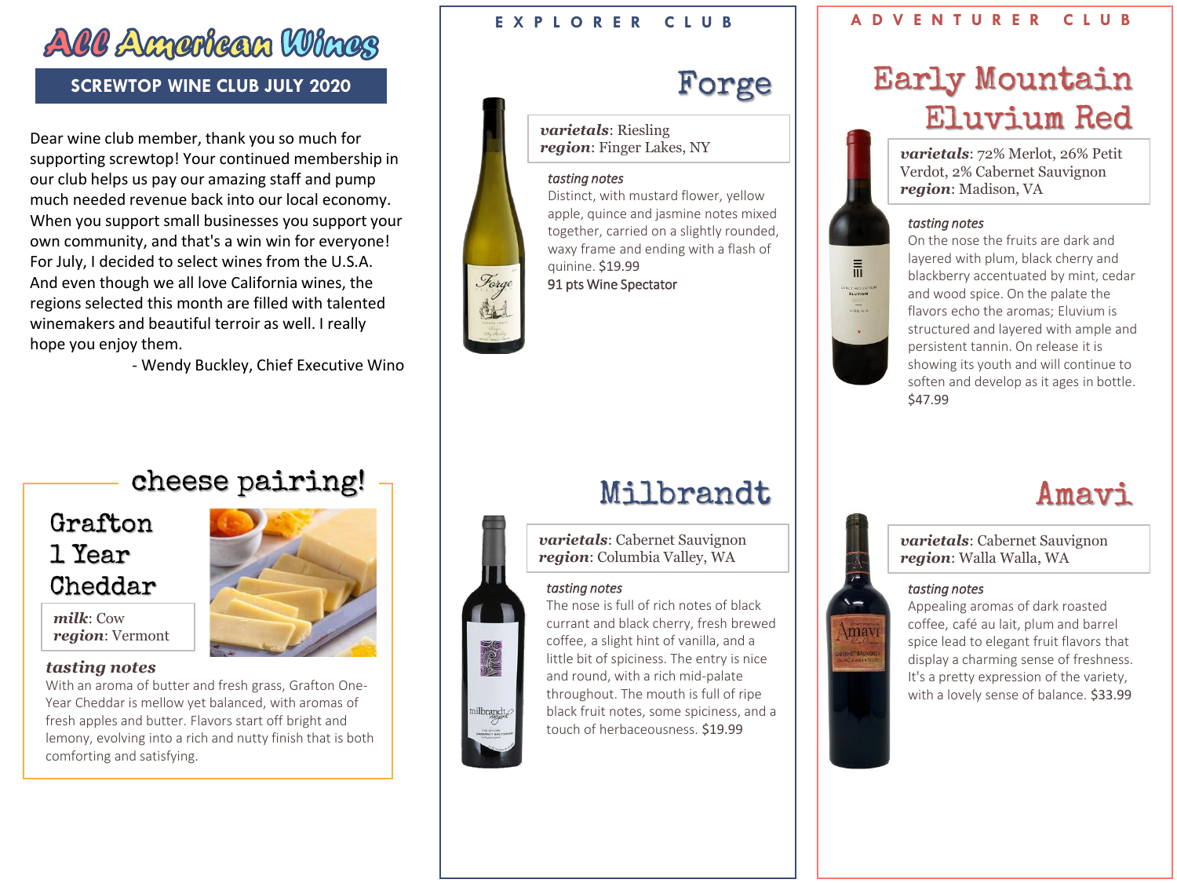# All American Wines

## SCREWTOP WINE CLUB JULY 2020

Dear wine club member, thank you so much for supporting screwtop! Your continued membership in our club helps us pay our amazing staff and pump much needed revenue back into our local economy. When you support small businesses you support your own community, and that's a win win for everyone! For July, I decided to select wines from the U.S.A. And even though we all love California wines, the regions selected this month are filled with talented winemakers and beautiful terroir as well. I really hope you enjoy them.

- Wendy Buckley, Chief Executive Wino

## cheese pairing!

### Grafton 1 Year Cheddar

***milk***: Cow
***region***: Vermont

***tasting notes***

With an aroma of butter and fresh grass, Grafton One-Year Cheddar is mellow yet balanced, with aromas of fresh apples and butter. Flavors start off bright and lemony, evolving into a rich and nutty finish that is both comforting and satisfying.

## EXPLORER CLUB

### Forge

***varietals***: Riesling
***region***: Finger Lakes, NY

*tasting notes*

Distinct, with mustard flower, yellow apple, quince and jasmine notes mixed together, carried on a slightly rounded, waxy frame and ending with a flash of quinine. $19.99

91 pts Wine Spectator

### Milbrandt

***varietals***: Cabernet Sauvignon
***region***: Columbia Valley, WA

*tasting notes*

The nose is full of rich notes of black currant and black cherry, fresh brewed coffee, a slight hint of vanilla, and a little bit of spiciness. The entry is nice and round, with a rich mid-palate throughout. The mouth is full of ripe black fruit notes, some spiciness, and a touch of herbaceousness. $19.99

## ADVENTURER CLUB

### Early Mountain Eluvium Red

***varietals***: 72% Merlot, 26% Petit Verdot, 2% Cabernet Sauvignon
***region***: Madison, VA

*tasting notes*

On the nose the fruits are dark and layered with plum, black cherry and blackberry accentuated by mint, cedar and wood spice. On the palate the flavors echo the aromas; Eluvium is structured and layered with ample and persistent tannin. On release it is showing its youth and will continue to soften and develop as it ages in bottle. $47.99

### Amavi

***varietals***: Cabernet Sauvignon
***region***: Walla Walla, WA

*tasting notes*

Appealing aromas of dark roasted coffee, café au lait, plum and barrel spice lead to elegant fruit flavors that display a charming sense of freshness. It's a pretty expression of the variety, with a lovely sense of balance. $33.99